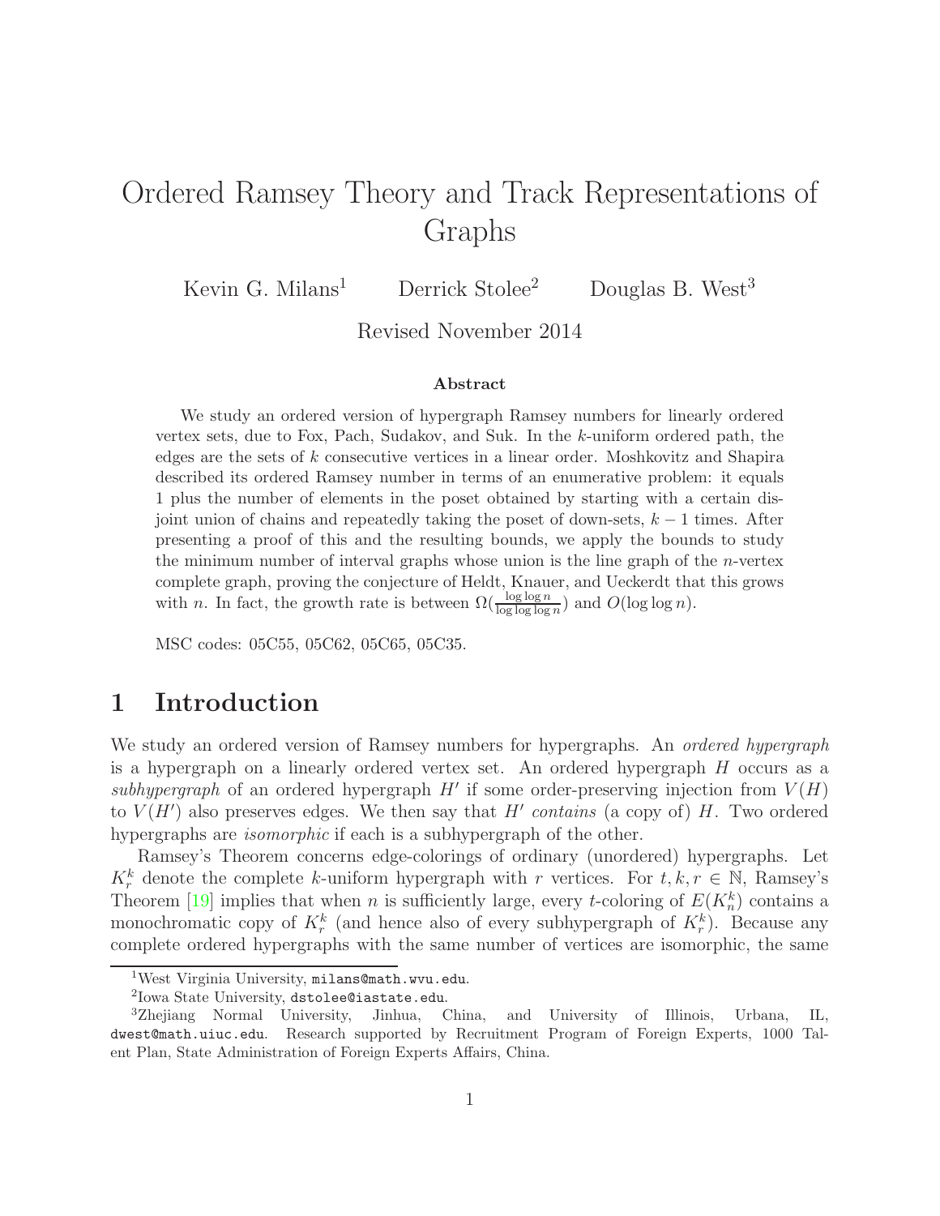# Ordered Ramsey Theory and Track Representations of Graphs

Kevin G. Milans[1] Derrick Stolee[2] Douglas B. West[3]

Revised November 2014

### Abstract

We study an ordered version of hypergraph Ramsey numbers for linearly ordered vertex sets, due to Fox, Pach, Sudakov, and Suk. In the $k$-uniform ordered path, the edges are the sets of $k$ consecutive vertices in a linear order. Moshkovitz and Shapira described its ordered Ramsey number in terms of an enumerative problem: it equals 1 plus the number of elements in the poset obtained by starting with a certain disjoint union of chains and repeatedly taking the poset of down-sets, $k-1$ times. After presenting a proof of this and the resulting bounds, we apply the bounds to study the minimum number of interval graphs whose union is the line graph of the $n$-vertex complete graph, proving the conjecture of Heldt, Knauer, and Ueckerdt that this grows with $n$. In fact, the growth rate is between $\Omega(\frac{\log\log n}{\log\log\log n})$ and $O(\log\log n)$.

MSC codes: 05C55, 05C62, 05C65, 05C35.

## 1 Introduction

We study an ordered version of Ramsey numbers for hypergraphs. An *ordered hypergraph* is a hypergraph on a linearly ordered vertex set. An ordered hypergraph $H$ occurs as a *subhypergraph* of an ordered hypergraph $H'$ if some order-preserving injection from $V(H)$ to $V(H')$ also preserves edges. We then say that $H'$ *contains* (a copy of) $H$. Two ordered hypergraphs are *isomorphic* if each is a subhypergraph of the other.

Ramsey's Theorem concerns edge-colorings of ordinary (unordered) hypergraphs. Let $K_r^k$ denote the complete $k$-uniform hypergraph with $r$ vertices. For $t, k, r \in \mathbb{N}$, Ramsey's Theorem [19] implies that when $n$ is sufficiently large, every $t$-coloring of $E(K_n^k)$ contains a monochromatic copy of $K_r^k$ (and hence also of every subhypergraph of $K_r^k$). Because any complete ordered hypergraphs with the same number of vertices are isomorphic, the same

---

[1] West Virginia University, milans@math.wvu.edu.

[2] Iowa State University, dstolee@iastate.edu.

[3] Zhejiang Normal University, Jinhua, China, and University of Illinois, Urbana, IL, dwest@math.uiuc.edu. Research supported by Recruitment Program of Foreign Experts, 1000 Talent Plan, State Administration of Foreign Experts Affairs, China.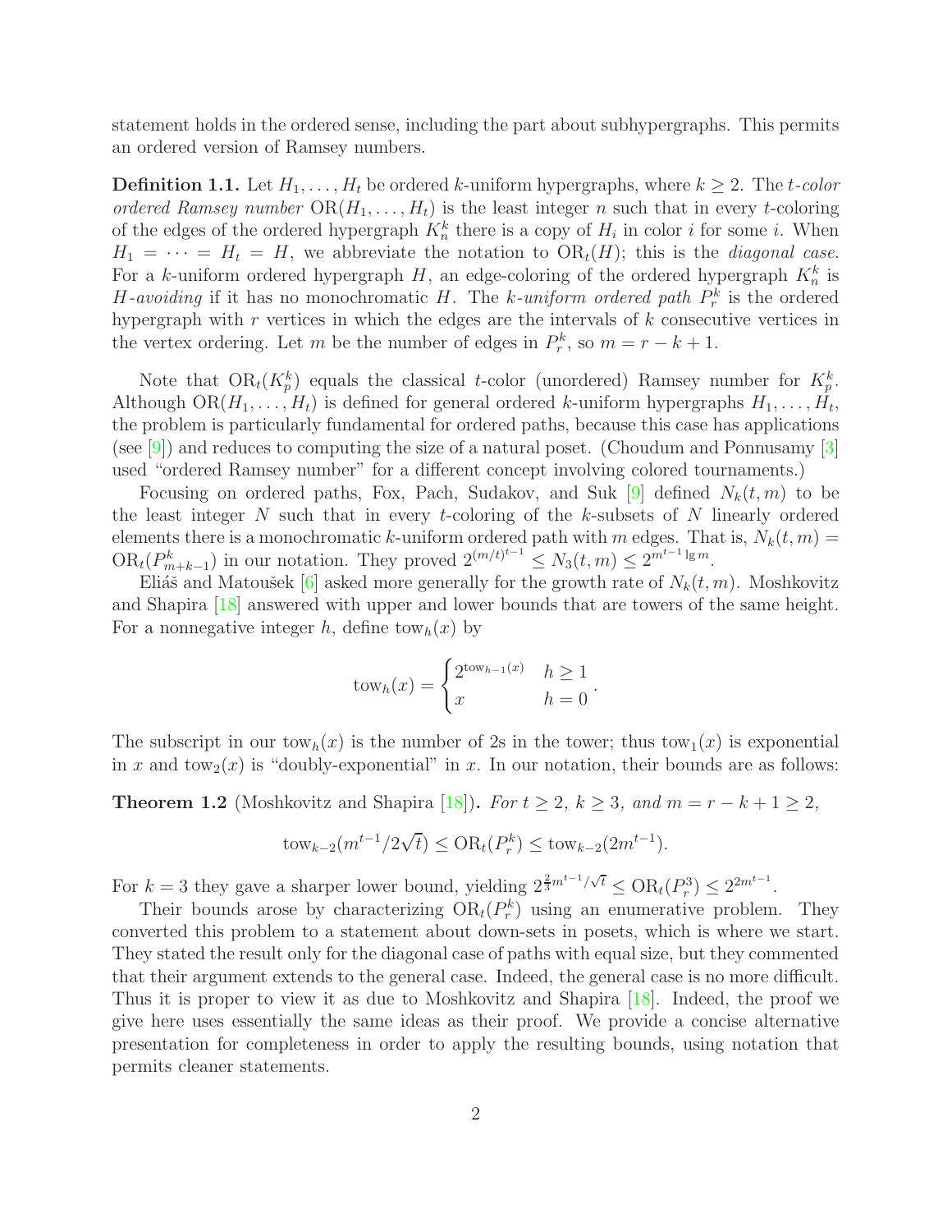statement holds in the ordered sense, including the part about subhypergraphs. This permits an ordered version of Ramsey numbers.

**Definition 1.1.** Let $H_1, \ldots, H_t$ be ordered $k$-uniform hypergraphs, where $k \geq 2$. The *$t$-color ordered Ramsey number* $\mathrm{OR}(H_1, \ldots, H_t)$ is the least integer $n$ such that in every $t$-coloring of the edges of the ordered hypergraph $K_n^k$ there is a copy of $H_i$ in color $i$ for some $i$. When $H_1 = \cdots = H_t = H$, we abbreviate the notation to $\mathrm{OR}_t(H)$; this is the *diagonal case*. For a $k$-uniform ordered hypergraph $H$, an edge-coloring of the ordered hypergraph $K_n^k$ is *$H$-avoiding* if it has no monochromatic $H$. The *$k$-uniform ordered path* $P_r^k$ is the ordered hypergraph with $r$ vertices in which the edges are the intervals of $k$ consecutive vertices in the vertex ordering. Let $m$ be the number of edges in $P_r^k$, so $m = r - k + 1$.

Note that $\mathrm{OR}_t(K_p^k)$ equals the classical $t$-color (unordered) Ramsey number for $K_p^k$. Although $\mathrm{OR}(H_1, \ldots, H_t)$ is defined for general ordered $k$-uniform hypergraphs $H_1, \ldots, H_t$, the problem is particularly fundamental for ordered paths, because this case has applications (see [9]) and reduces to computing the size of a natural poset. (Choudum and Ponnusamy [3] used "ordered Ramsey number" for a different concept involving colored tournaments.)

Focusing on ordered paths, Fox, Pach, Sudakov, and Suk [9] defined $N_k(t, m)$ to be the least integer $N$ such that in every $t$-coloring of the $k$-subsets of $N$ linearly ordered elements there is a monochromatic $k$-uniform ordered path with $m$ edges. That is, $N_k(t, m) = \mathrm{OR}_t(P_{m+k-1}^k)$ in our notation. They proved $2^{(m/t)^{t-1}} \leq N_3(t, m) \leq 2^{m^{t-1} \lg m}$.

Eliáš and Matoušek [6] asked more generally for the growth rate of $N_k(t, m)$. Moshkovitz and Shapira [18] answered with upper and lower bounds that are towers of the same height. For a nonnegative integer $h$, define $\mathrm{tow}_h(x)$ by

$$\mathrm{tow}_h(x) = \begin{cases} 2^{\mathrm{tow}_{h-1}(x)} & h \geq 1 \\ x & h = 0 \end{cases}.$$

The subscript in our $\mathrm{tow}_h(x)$ is the number of 2s in the tower; thus $\mathrm{tow}_1(x)$ is exponential in $x$ and $\mathrm{tow}_2(x)$ is "doubly-exponential" in $x$. In our notation, their bounds are as follows:

**Theorem 1.2** (Moshkovitz and Shapira [18])**.** *For $t \geq 2$, $k \geq 3$, and $m = r - k + 1 \geq 2$,*

$$\mathrm{tow}_{k-2}(m^{t-1}/2\sqrt{t}) \leq \mathrm{OR}_t(P_r^k) \leq \mathrm{tow}_{k-2}(2m^{t-1}).$$

For $k = 3$ they gave a sharper lower bound, yielding $2^{\frac{2}{3}m^{t-1}/\sqrt{t}} \leq \mathrm{OR}_t(P_r^3) \leq 2^{2m^{t-1}}$.

Their bounds arose by characterizing $\mathrm{OR}_t(P_r^k)$ using an enumerative problem. They converted this problem to a statement about down-sets in posets, which is where we start. They stated the result only for the diagonal case of paths with equal size, but they commented that their argument extends to the general case. Indeed, the general case is no more difficult. Thus it is proper to view it as due to Moshkovitz and Shapira [18]. Indeed, the proof we give here uses essentially the same ideas as their proof. We provide a concise alternative presentation for completeness in order to apply the resulting bounds, using notation that permits cleaner statements.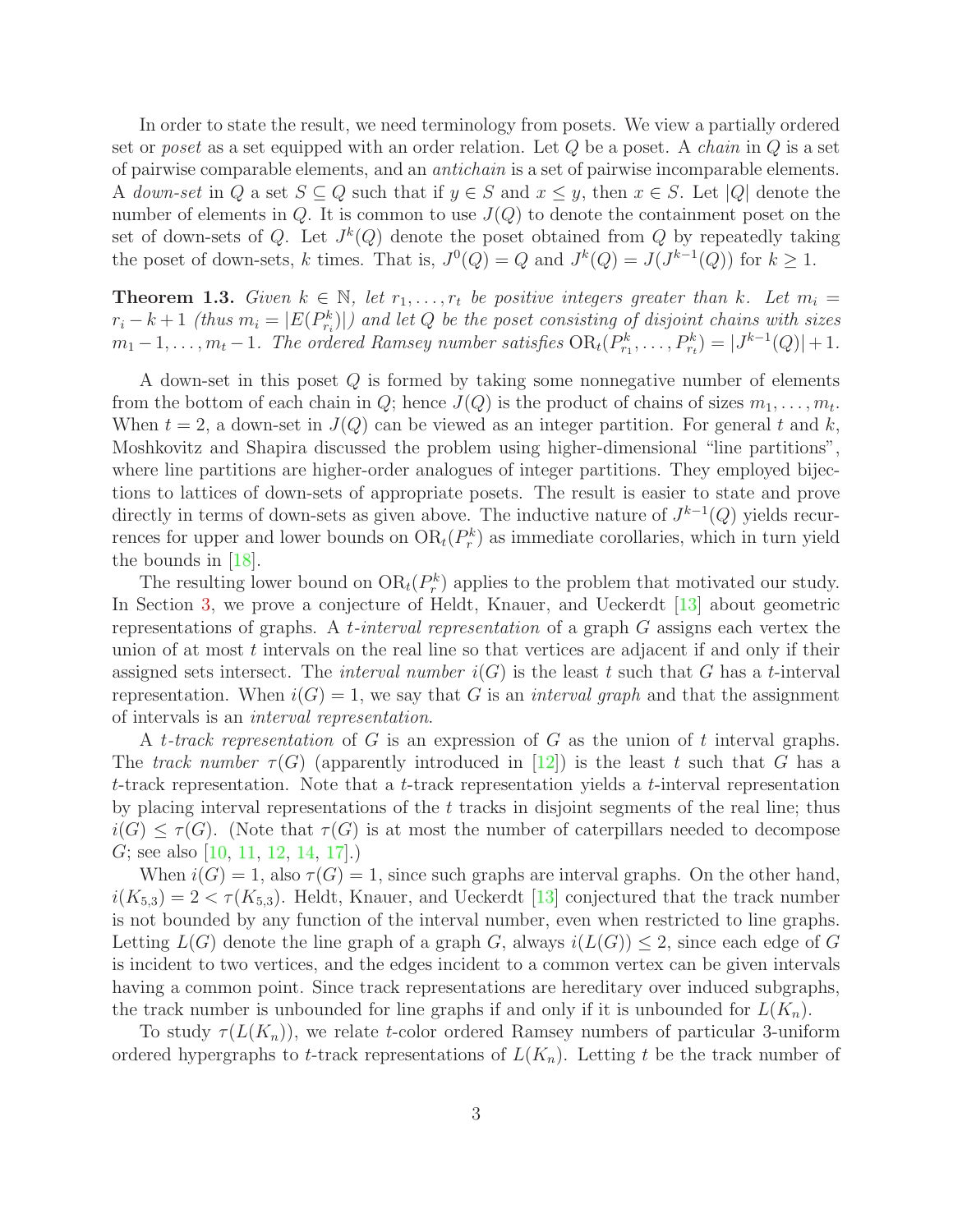In order to state the result, we need terminology from posets. We view a partially ordered set or *poset* as a set equipped with an order relation. Let $Q$ be a poset. A *chain* in $Q$ is a set of pairwise comparable elements, and an *antichain* is a set of pairwise incomparable elements. A *down-set* in $Q$ a set $S \subseteq Q$ such that if $y \in S$ and $x \leq y$, then $x \in S$. Let $|Q|$ denote the number of elements in $Q$. It is common to use $J(Q)$ to denote the containment poset on the set of down-sets of $Q$. Let $J^k(Q)$ denote the poset obtained from $Q$ by repeatedly taking the poset of down-sets, $k$ times. That is, $J^0(Q) = Q$ and $J^k(Q) = J(J^{k-1}(Q))$ for $k \geq 1$.

**Theorem 1.3.** *Given $k \in \mathbb{N}$, let $r_1, \ldots, r_t$ be positive integers greater than $k$. Let $m_i = r_i - k + 1$ (thus $m_i = |E(P^k_{r_i})|$) and let $Q$ be the poset consisting of disjoint chains with sizes $m_1 - 1, \ldots, m_t - 1$. The ordered Ramsey number satisfies $\mathrm{OR}_t(P^k_{r_1}, \ldots, P^k_{r_t}) = |J^{k-1}(Q)| + 1$.*

A down-set in this poset $Q$ is formed by taking some nonnegative number of elements from the bottom of each chain in $Q$; hence $J(Q)$ is the product of chains of sizes $m_1, \ldots, m_t$. When $t = 2$, a down-set in $J(Q)$ can be viewed as an integer partition. For general $t$ and $k$, Moshkovitz and Shapira discussed the problem using higher-dimensional "line partitions", where line partitions are higher-order analogues of integer partitions. They employed bijections to lattices of down-sets of appropriate posets. The result is easier to state and prove directly in terms of down-sets as given above. The inductive nature of $J^{k-1}(Q)$ yields recurrences for upper and lower bounds on $\mathrm{OR}_t(P^k_r)$ as immediate corollaries, which in turn yield the bounds in [18].

The resulting lower bound on $\mathrm{OR}_t(P^k_r)$ applies to the problem that motivated our study. In Section 3, we prove a conjecture of Heldt, Knauer, and Ueckerdt [13] about geometric representations of graphs. A *$t$-interval representation* of a graph $G$ assigns each vertex the union of at most $t$ intervals on the real line so that vertices are adjacent if and only if their assigned sets intersect. The *interval number* $i(G)$ is the least $t$ such that $G$ has a $t$-interval representation. When $i(G) = 1$, we say that $G$ is an *interval graph* and that the assignment of intervals is an *interval representation*.

A *$t$-track representation* of $G$ is an expression of $G$ as the union of $t$ interval graphs. The *track number* $\tau(G)$ (apparently introduced in [12]) is the least $t$ such that $G$ has a $t$-track representation. Note that a $t$-track representation yields a $t$-interval representation by placing interval representations of the $t$ tracks in disjoint segments of the real line; thus $i(G) \leq \tau(G)$. (Note that $\tau(G)$ is at most the number of caterpillars needed to decompose $G$; see also [10, 11, 12, 14, 17].)

When $i(G) = 1$, also $\tau(G) = 1$, since such graphs are interval graphs. On the other hand, $i(K_{5,3}) = 2 < \tau(K_{5,3})$. Heldt, Knauer, and Ueckerdt [13] conjectured that the track number is not bounded by any function of the interval number, even when restricted to line graphs. Letting $L(G)$ denote the line graph of a graph $G$, always $i(L(G)) \leq 2$, since each edge of $G$ is incident to two vertices, and the edges incident to a common vertex can be given intervals having a common point. Since track representations are hereditary over induced subgraphs, the track number is unbounded for line graphs if and only if it is unbounded for $L(K_n)$.

To study $\tau(L(K_n))$, we relate $t$-color ordered Ramsey numbers of particular 3-uniform ordered hypergraphs to $t$-track representations of $L(K_n)$. Letting $t$ be the track number of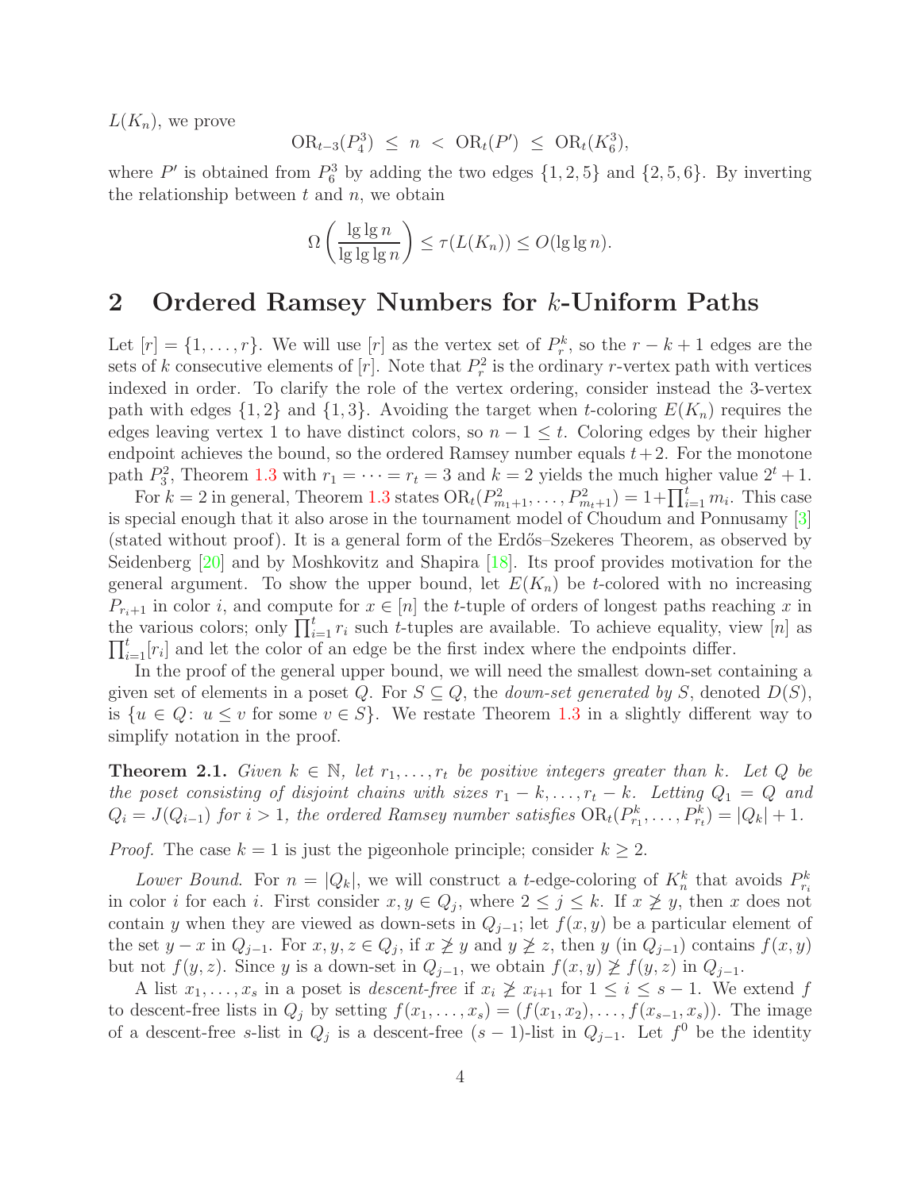$L(K_n)$, we prove

$$\mathrm{OR}_{t-3}(P_4^3) \le n < \mathrm{OR}_t(P') \le \mathrm{OR}_t(K_6^3),$$

where $P'$ is obtained from $P_6^3$ by adding the two edges $\{1,2,5\}$ and $\{2,5,6\}$. By inverting the relationship between $t$ and $n$, we obtain

$$\Omega\left(\frac{\lg\lg n}{\lg\lg\lg n}\right) \le \tau(L(K_n)) \le O(\lg\lg n).$$

## 2 Ordered Ramsey Numbers for $k$-Uniform Paths

Let $[r] = \{1,\ldots,r\}$. We will use $[r]$ as the vertex set of $P_r^k$, so the $r-k+1$ edges are the sets of $k$ consecutive elements of $[r]$. Note that $P_r^2$ is the ordinary $r$-vertex path with vertices indexed in order. To clarify the role of the vertex ordering, consider instead the 3-vertex path with edges $\{1,2\}$ and $\{1,3\}$. Avoiding the target when $t$-coloring $E(K_n)$ requires the edges leaving vertex 1 to have distinct colors, so $n-1 \le t$. Coloring edges by their higher endpoint achieves the bound, so the ordered Ramsey number equals $t+2$. For the monotone path $P_3^2$, Theorem 1.3 with $r_1 = \cdots = r_t = 3$ and $k=2$ yields the much higher value $2^t+1$.

For $k=2$ in general, Theorem 1.3 states $\mathrm{OR}_t(P_{m_1+1}^2,\ldots,P_{m_t+1}^2) = 1+\prod_{i=1}^t m_i$. This case is special enough that it also arose in the tournament model of Choudum and Ponnusamy [3] (stated without proof). It is a general form of the Erdős–Szekeres Theorem, as observed by Seidenberg [20] and by Moshkovitz and Shapira [18]. Its proof provides motivation for the general argument. To show the upper bound, let $E(K_n)$ be $t$-colored with no increasing $P_{r_i+1}$ in color $i$, and compute for $x \in [n]$ the $t$-tuple of orders of longest paths reaching $x$ in the various colors; only $\prod_{i=1}^t r_i$ such $t$-tuples are available. To achieve equality, view $[n]$ as $\prod_{i=1}^t [r_i]$ and let the color of an edge be the first index where the endpoints differ.

In the proof of the general upper bound, we will need the smallest down-set containing a given set of elements in a poset $Q$. For $S \subseteq Q$, the *down-set generated by $S$*, denoted $D(S)$, is $\{u \in Q\colon\ u \le v \text{ for some } v \in S\}$. We restate Theorem 1.3 in a slightly different way to simplify notation in the proof.

**Theorem 2.1.** *Given $k \in \mathbb{N}$, let $r_1,\ldots,r_t$ be positive integers greater than $k$. Let $Q$ be the poset consisting of disjoint chains with sizes $r_1-k,\ldots,r_t-k$. Letting $Q_1 = Q$ and $Q_i = J(Q_{i-1})$ for $i>1$, the ordered Ramsey number satisfies $\mathrm{OR}_t(P_{r_1}^k,\ldots,P_{r_t}^k) = |Q_k|+1$.*

*Proof.* The case $k=1$ is just the pigeonhole principle; consider $k \ge 2$.

*Lower Bound.* For $n = |Q_k|$, we will construct a $t$-edge-coloring of $K_n^k$ that avoids $P_{r_i}^k$ in color $i$ for each $i$. First consider $x,y \in Q_j$, where $2 \le j \le k$. If $x \not\ge y$, then $x$ does not contain $y$ when they are viewed as down-sets in $Q_{j-1}$; let $f(x,y)$ be a particular element of the set $y-x$ in $Q_{j-1}$. For $x,y,z \in Q_j$, if $x \not\ge y$ and $y \not\ge z$, then $y$ (in $Q_{j-1}$) contains $f(x,y)$ but not $f(y,z)$. Since $y$ is a down-set in $Q_{j-1}$, we obtain $f(x,y) \not\ge f(y,z)$ in $Q_{j-1}$.

A list $x_1,\ldots,x_s$ in a poset is *descent-free* if $x_i \not\ge x_{i+1}$ for $1 \le i \le s-1$. We extend $f$ to descent-free lists in $Q_j$ by setting $f(x_1,\ldots,x_s) = (f(x_1,x_2),\ldots,f(x_{s-1},x_s))$. The image of a descent-free $s$-list in $Q_j$ is a descent-free $(s-1)$-list in $Q_{j-1}$. Let $f^0$ be the identity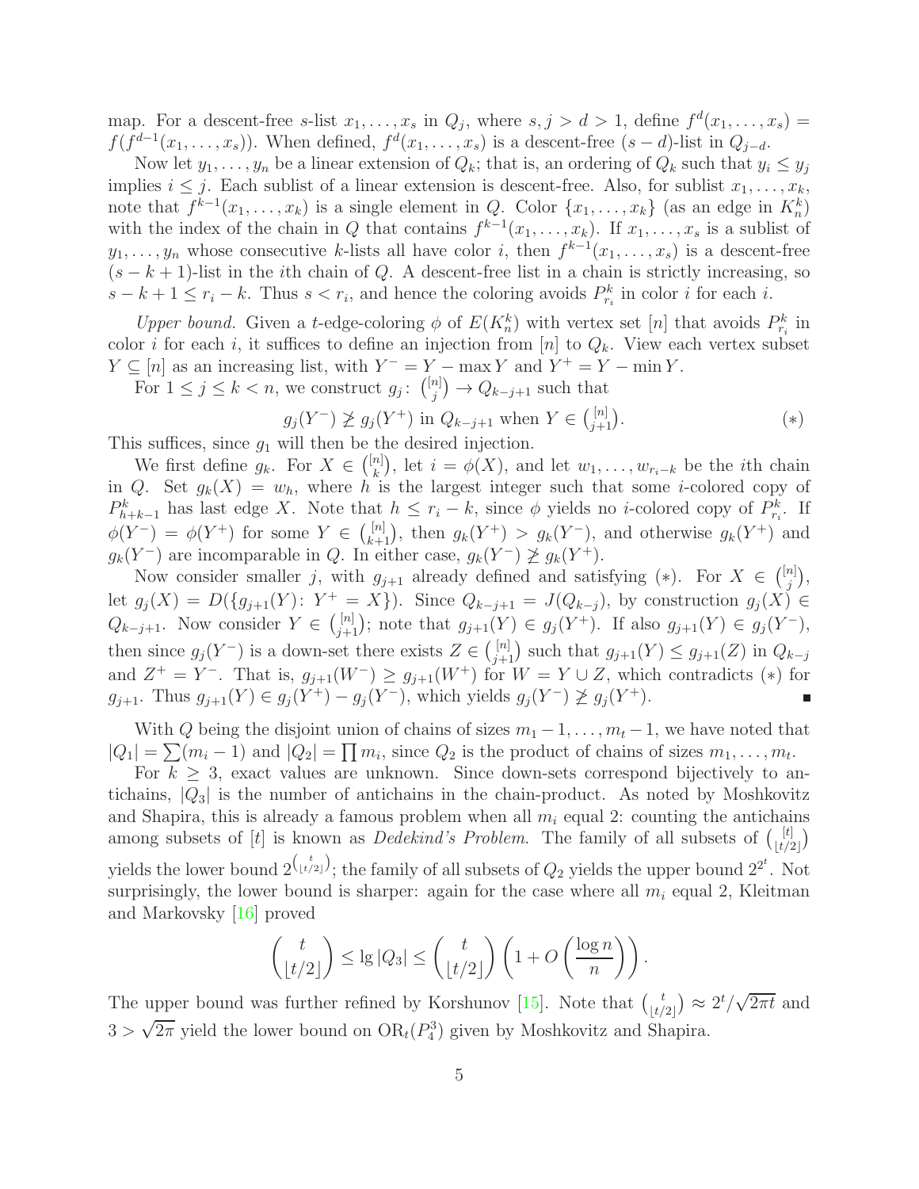map. For a descent-free $s$-list $x_1, \ldots, x_s$ in $Q_j$, where $s, j > d > 1$, define $f^d(x_1, \ldots, x_s) = f(f^{d-1}(x_1, \ldots, x_s))$. When defined, $f^d(x_1, \ldots, x_s)$ is a descent-free $(s-d)$-list in $Q_{j-d}$.

Now let $y_1, \ldots, y_n$ be a linear extension of $Q_k$; that is, an ordering of $Q_k$ such that $y_i \le y_j$ implies $i \le j$. Each sublist of a linear extension is descent-free. Also, for sublist $x_1, \ldots, x_k$, note that $f^{k-1}(x_1, \ldots, x_k)$ is a single element in $Q$. Color $\{x_1, \ldots, x_k\}$ (as an edge in $K_n^k$) with the index of the chain in $Q$ that contains $f^{k-1}(x_1, \ldots, x_k)$. If $x_1, \ldots, x_s$ is a sublist of $y_1, \ldots, y_n$ whose consecutive $k$-lists all have color $i$, then $f^{k-1}(x_1, \ldots, x_s)$ is a descent-free $(s-k+1)$-list in the $i$th chain of $Q$. A descent-free list in a chain is strictly increasing, so $s - k + 1 \le r_i - k$. Thus $s < r_i$, and hence the coloring avoids $P_{r_i}^k$ in color $i$ for each $i$.

*Upper bound.* Given a $t$-edge-coloring $\phi$ of $E(K_n^k)$ with vertex set $[n]$ that avoids $P_{r_i}^k$ in color $i$ for each $i$, it suffices to define an injection from $[n]$ to $Q_k$. View each vertex subset $Y \subseteq [n]$ as an increasing list, with $Y^- = Y - \max Y$ and $Y^+ = Y - \min Y$.

For $1 \le j \le k < n$, we construct $g_j \colon \binom{[n]}{j} \to Q_{k-j+1}$ such that

$$g_j(Y^-) \not\ge g_j(Y^+) \text{ in } Q_{k-j+1} \text{ when } Y \in \tbinom{[n]}{j+1}. \qquad (*)$$

This suffices, since $g_1$ will then be the desired injection.

We first define $g_k$. For $X \in \binom{[n]}{k}$, let $i = \phi(X)$, and let $w_1, \ldots, w_{r_i-k}$ be the $i$th chain in $Q$. Set $g_k(X) = w_h$, where $h$ is the largest integer such that some $i$-colored copy of $P_{h+k-1}^k$ has last edge $X$. Note that $h \le r_i - k$, since $\phi$ yields no $i$-colored copy of $P_{r_i}^k$. If $\phi(Y^-) = \phi(Y^+)$ for some $Y \in \binom{[n]}{k+1}$, then $g_k(Y^+) > g_k(Y^-)$, and otherwise $g_k(Y^+)$ and $g_k(Y^-)$ are incomparable in $Q$. In either case, $g_k(Y^-) \not\ge g_k(Y^+)$.

Now consider smaller $j$, with $g_{j+1}$ already defined and satisfying $(*)$. For $X \in \binom{[n]}{j}$, let $g_j(X) = D(\{g_{j+1}(Y) \colon Y^+ = X\})$. Since $Q_{k-j+1} = J(Q_{k-j})$, by construction $g_j(X) \in Q_{k-j+1}$. Now consider $Y \in \binom{[n]}{j+1}$; note that $g_{j+1}(Y) \in g_j(Y^+)$. If also $g_{j+1}(Y) \in g_j(Y^-)$, then since $g_j(Y^-)$ is a down-set there exists $Z \in \binom{[n]}{j+1}$ such that $g_{j+1}(Y) \le g_{j+1}(Z)$ in $Q_{k-j}$ and $Z^+ = Y^-$. That is, $g_{j+1}(W^-) \ge g_{j+1}(W^+)$ for $W = Y \cup Z$, which contradicts $(*)$ for $g_{j+1}$. Thus $g_{j+1}(Y) \in g_j(Y^+) - g_j(Y^-)$, which yields $g_j(Y^-) \not\ge g_j(Y^+)$. ∎

With $Q$ being the disjoint union of chains of sizes $m_1 - 1, \ldots, m_t - 1$, we have noted that $|Q_1| = \sum (m_i - 1)$ and $|Q_2| = \prod m_i$, since $Q_2$ is the product of chains of sizes $m_1, \ldots, m_t$.

For $k \ge 3$, exact values are unknown. Since down-sets correspond bijectively to antichains, $|Q_3|$ is the number of antichains in the chain-product. As noted by Moshkovitz and Shapira, this is already a famous problem when all $m_i$ equal 2: counting the antichains among subsets of $[t]$ is known as *Dedekind's Problem*. The family of all subsets of $\binom{[t]}{\lfloor t/2 \rfloor}$ yields the lower bound $2^{\binom{t}{\lfloor t/2 \rfloor}}$; the family of all subsets of $Q_2$ yields the upper bound $2^{2^t}$. Not surprisingly, the lower bound is sharper: again for the case where all $m_i$ equal 2, Kleitman and Markovsky [16] proved

$$\binom{t}{\lfloor t/2 \rfloor} \le \lg |Q_3| \le \binom{t}{\lfloor t/2 \rfloor} \left(1 + O\left(\frac{\log n}{n}\right)\right).$$

The upper bound was further refined by Korshunov [15]. Note that $\binom{t}{\lfloor t/2 \rfloor} \approx 2^t/\sqrt{2\pi t}$ and $3 > \sqrt{2\pi}$ yield the lower bound on $\mathrm{OR}_t(P_4^3)$ given by Moshkovitz and Shapira.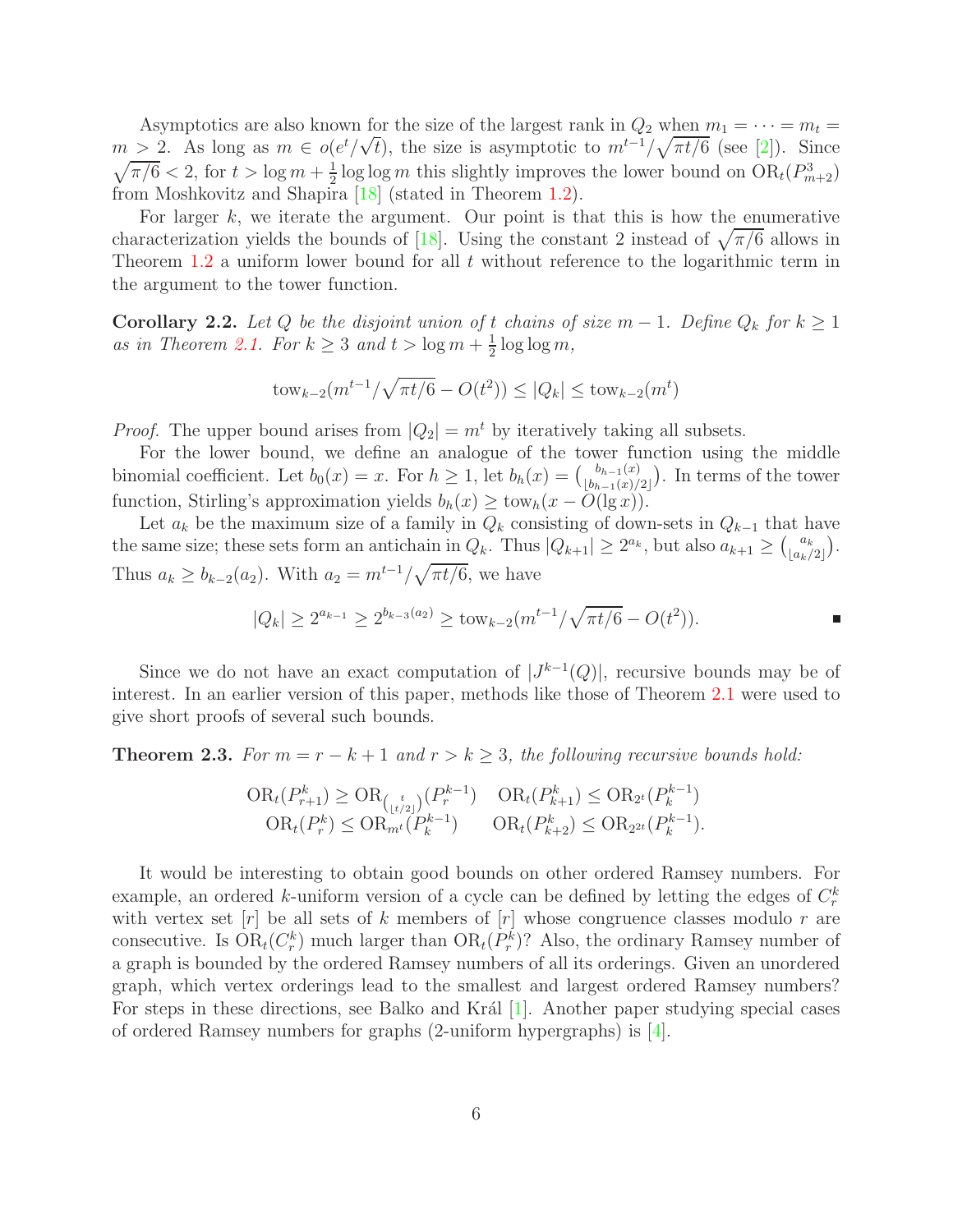Asymptotics are also known for the size of the largest rank in $Q_2$ when $m_1 = \cdots = m_t = m > 2$. As long as $m \in o(e^t/\sqrt{t})$, the size is asymptotic to $m^{t-1}/\sqrt{\pi t/6}$ (see [2]). Since $\sqrt{\pi/6} < 2$, for $t > \log m + \frac{1}{2}\log\log m$ this slightly improves the lower bound on $\mathrm{OR}_t(P^3_{m+2})$ from Moshkovitz and Shapira [18] (stated in Theorem 1.2).

For larger $k$, we iterate the argument. Our point is that this is how the enumerative characterization yields the bounds of [18]. Using the constant 2 instead of $\sqrt{\pi/6}$ allows in Theorem 1.2 a uniform lower bound for all $t$ without reference to the logarithmic term in the argument to the tower function.

**Corollary 2.2.** *Let $Q$ be the disjoint union of $t$ chains of size $m-1$. Define $Q_k$ for $k \geq 1$ as in Theorem 2.1. For $k \geq 3$ and $t > \log m + \frac{1}{2}\log\log m$,*

$$\mathrm{tow}_{k-2}(m^{t-1}/\sqrt{\pi t/6} - O(t^2)) \leq |Q_k| \leq \mathrm{tow}_{k-2}(m^t)$$

*Proof.* The upper bound arises from $|Q_2| = m^t$ by iteratively taking all subsets.

For the lower bound, we define an analogue of the tower function using the middle binomial coefficient. Let $b_0(x) = x$. For $h \geq 1$, let $b_h(x) = \binom{b_{h-1}(x)}{\lfloor b_{h-1}(x)/2 \rfloor}$. In terms of the tower function, Stirling's approximation yields $b_h(x) \geq \mathrm{tow}_h(x - O(\lg x))$.

Let $a_k$ be the maximum size of a family in $Q_k$ consisting of down-sets in $Q_{k-1}$ that have the same size; these sets form an antichain in $Q_k$. Thus $|Q_{k+1}| \geq 2^{a_k}$, but also $a_{k+1} \geq \binom{a_k}{\lfloor a_k/2 \rfloor}$. Thus $a_k \geq b_{k-2}(a_2)$. With $a_2 = m^{t-1}/\sqrt{\pi t/6}$, we have

$$|Q_k| \geq 2^{a_{k-1}} \geq 2^{b_{k-3}(a_2)} \geq \mathrm{tow}_{k-2}(m^{t-1}/\sqrt{\pi t/6} - O(t^2)).$$

∎

Since we do not have an exact computation of $|J^{k-1}(Q)|$, recursive bounds may be of interest. In an earlier version of this paper, methods like those of Theorem 2.1 were used to give short proofs of several such bounds.

**Theorem 2.3.** *For $m = r - k + 1$ and $r > k \geq 3$, the following recursive bounds hold:*

$$\mathrm{OR}_t(P^k_{r+1}) \geq \mathrm{OR}_{\binom{t}{\lfloor t/2 \rfloor}}(P^{k-1}_r) \quad \mathrm{OR}_t(P^k_{k+1}) \leq \mathrm{OR}_{2^t}(P^{k-1}_k)$$
$$\mathrm{OR}_t(P^k_r) \leq \mathrm{OR}_{m^t}(P^{k-1}_k) \qquad \mathrm{OR}_t(P^k_{k+2}) \leq \mathrm{OR}_{2^{2t}}(P^{k-1}_k).$$

It would be interesting to obtain good bounds on other ordered Ramsey numbers. For example, an ordered $k$-uniform version of a cycle can be defined by letting the edges of $C^k_r$ with vertex set $[r]$ be all sets of $k$ members of $[r]$ whose congruence classes modulo $r$ are consecutive. Is $\mathrm{OR}_t(C^k_r)$ much larger than $\mathrm{OR}_t(P^k_r)$? Also, the ordinary Ramsey number of a graph is bounded by the ordered Ramsey numbers of all its orderings. Given an unordered graph, which vertex orderings lead to the smallest and largest ordered Ramsey numbers? For steps in these directions, see Balko and Král [1]. Another paper studying special cases of ordered Ramsey numbers for graphs (2-uniform hypergraphs) is [4].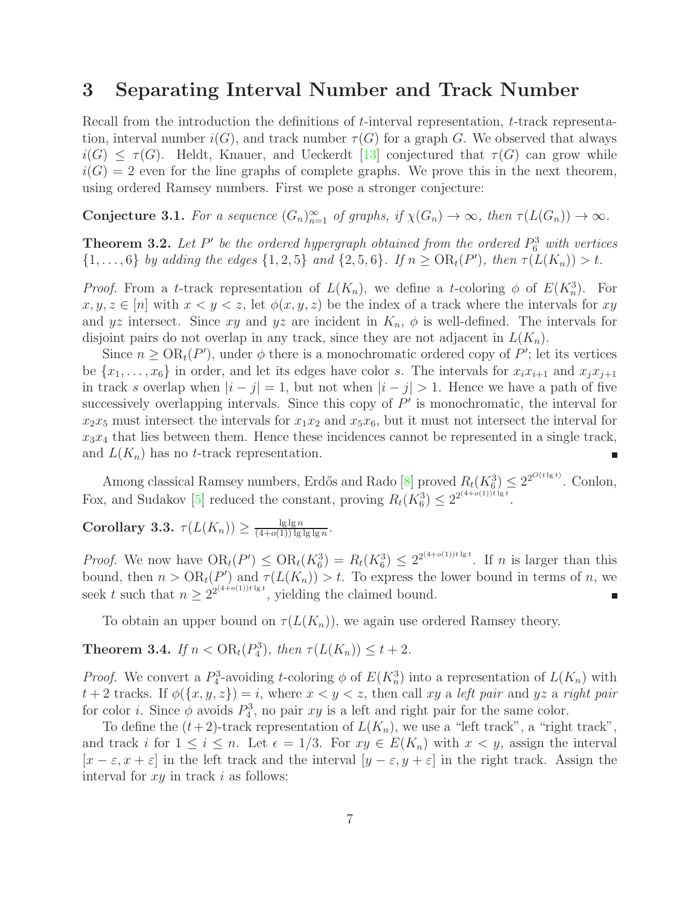## 3 Separating Interval Number and Track Number

Recall from the introduction the definitions of $t$-interval representation, $t$-track representation, interval number $i(G)$, and track number $\tau(G)$ for a graph $G$. We observed that always $i(G) \le \tau(G)$. Heldt, Knauer, and Ueckerdt [13] conjectured that $\tau(G)$ can grow while $i(G) = 2$ even for the line graphs of complete graphs. We prove this in the next theorem, using ordered Ramsey numbers. First we pose a stronger conjecture:

**Conjecture 3.1.** *For a sequence $(G_n)_{n=1}^{\infty}$ of graphs, if $\chi(G_n) \to \infty$, then $\tau(L(G_n)) \to \infty$.*

**Theorem 3.2.** *Let $P'$ be the ordered hypergraph obtained from the ordered $P_6^3$ with vertices $\{1, \dots, 6\}$ by adding the edges $\{1, 2, 5\}$ and $\{2, 5, 6\}$. If $n \ge \mathrm{OR}_t(P')$, then $\tau(L(K_n)) > t$.*

*Proof.* From a $t$-track representation of $L(K_n)$, we define a $t$-coloring $\phi$ of $E(K_n^3)$. For $x, y, z \in [n]$ with $x < y < z$, let $\phi(x, y, z)$ be the index of a track where the intervals for $xy$ and $yz$ intersect. Since $xy$ and $yz$ are incident in $K_n$, $\phi$ is well-defined. The intervals for disjoint pairs do not overlap in any track, since they are not adjacent in $L(K_n)$.

Since $n \ge \mathrm{OR}_t(P')$, under $\phi$ there is a monochromatic ordered copy of $P'$; let its vertices be $\{x_1, \dots, x_6\}$ in order, and let its edges have color $s$. The intervals for $x_i x_{i+1}$ and $x_j x_{j+1}$ in track $s$ overlap when $|i - j| = 1$, but not when $|i - j| > 1$. Hence we have a path of five successively overlapping intervals. Since this copy of $P'$ is monochromatic, the interval for $x_2 x_5$ must intersect the intervals for $x_1 x_2$ and $x_5 x_6$, but it must not intersect the interval for $x_3 x_4$ that lies between them. Hence these incidences cannot be represented in a single track, and $L(K_n)$ has no $t$-track representation. ∎

Among classical Ramsey numbers, Erdős and Rado [8] proved $R_t(K_6^3) \le 2^{2^{O(t \lg t)}}$. Conlon, Fox, and Sudakov [5] reduced the constant, proving $R_t(K_6^3) \le 2^{2^{(4+o(1))t \lg t}}$.

**Corollary 3.3.** $\tau(L(K_n)) \ge \frac{\lg \lg n}{(4+o(1)) \lg \lg \lg n}$.

*Proof.* We now have $\mathrm{OR}_t(P') \le \mathrm{OR}_t(K_6^3) = R_t(K_6^3) \le 2^{2^{(4+o(1))t \lg t}}$. If $n$ is larger than this bound, then $n > \mathrm{OR}_t(P')$ and $\tau(L(K_n)) > t$. To express the lower bound in terms of $n$, we seek $t$ such that $n \ge 2^{2^{(4+o(1))t \lg t}}$, yielding the claimed bound. ∎

To obtain an upper bound on $\tau(L(K_n))$, we again use ordered Ramsey theory.

**Theorem 3.4.** *If $n < \mathrm{OR}_t(P_4^3)$, then $\tau(L(K_n)) \le t + 2$.*

*Proof.* We convert a $P_4^3$-avoiding $t$-coloring $\phi$ of $E(K_n^3)$ into a representation of $L(K_n)$ with $t+2$ tracks. If $\phi(\{x, y, z\}) = i$, where $x < y < z$, then call $xy$ a *left pair* and $yz$ a *right pair* for color $i$. Since $\phi$ avoids $P_4^3$, no pair $xy$ is a left and right pair for the same color.

To define the $(t+2)$-track representation of $L(K_n)$, we use a "left track", a "right track", and track $i$ for $1 \le i \le n$. Let $\epsilon = 1/3$. For $xy \in E(K_n)$ with $x < y$, assign the interval $[x - \varepsilon, x + \varepsilon]$ in the left track and the interval $[y - \varepsilon, y + \varepsilon]$ in the right track. Assign the interval for $xy$ in track $i$ as follows: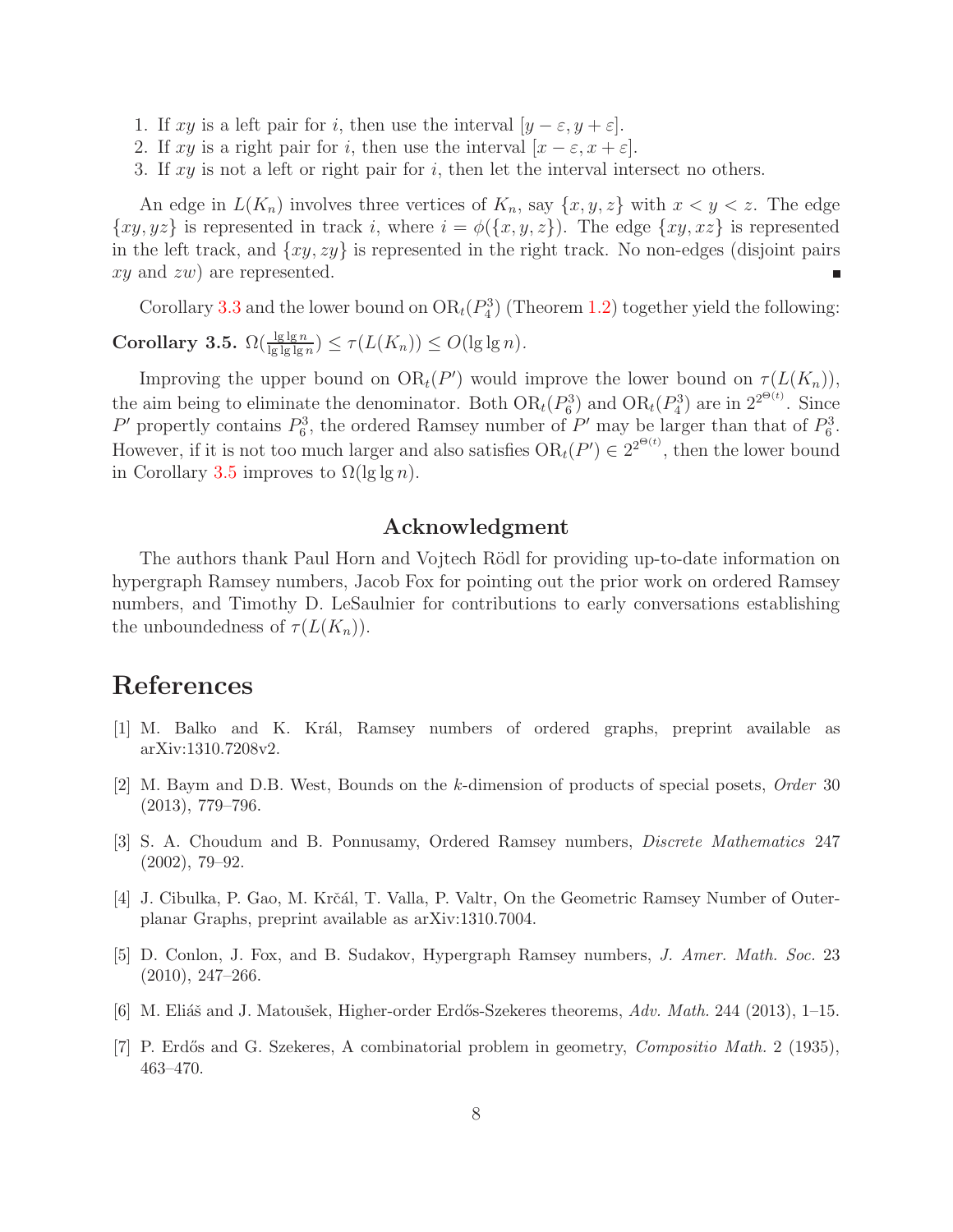1. If $xy$ is a left pair for $i$, then use the interval $[y-\varepsilon, y+\varepsilon]$.
2. If $xy$ is a right pair for $i$, then use the interval $[x-\varepsilon, x+\varepsilon]$.
3. If $xy$ is not a left or right pair for $i$, then let the interval intersect no others.

An edge in $L(K_n)$ involves three vertices of $K_n$, say $\{x, y, z\}$ with $x < y < z$. The edge $\{xy, yz\}$ is represented in track $i$, where $i = \phi(\{x, y, z\})$. The edge $\{xy, xz\}$ is represented in the left track, and $\{xy, zy\}$ is represented in the right track. No non-edges (disjoint pairs $xy$ and $zw$) are represented. ∎

Corollary 3.3 and the lower bound on $\mathrm{OR}_t(P_4^3)$ (Theorem 1.2) together yield the following:

**Corollary 3.5.** *$\Omega(\frac{\lg\lg n}{\lg\lg\lg n}) \le \tau(L(K_n)) \le O(\lg\lg n)$.*

Improving the upper bound on $\mathrm{OR}_t(P')$ would improve the lower bound on $\tau(L(K_n))$, the aim being to eliminate the denominator. Both $\mathrm{OR}_t(P_6^3)$ and $\mathrm{OR}_t(P_4^3)$ are in $2^{2^{\Theta(t)}}$. Since $P'$ propertly contains $P_6^3$, the ordered Ramsey number of $P'$ may be larger than that of $P_6^3$. However, if it is not too much larger and also satisfies $\mathrm{OR}_t(P') \in 2^{2^{\Theta(t)}}$, then the lower bound in Corollary 3.5 improves to $\Omega(\lg\lg n)$.

## Acknowledgment

The authors thank Paul Horn and Vojtech Rödl for providing up-to-date information on hypergraph Ramsey numbers, Jacob Fox for pointing out the prior work on ordered Ramsey numbers, and Timothy D. LeSaulnier for contributions to early conversations establishing the unboundedness of $\tau(L(K_n))$.

# References

[1] M. Balko and K. Král, Ramsey numbers of ordered graphs, preprint available as arXiv:1310.7208v2.

[2] M. Baym and D.B. West, Bounds on the $k$-dimension of products of special posets, *Order* 30 (2013), 779–796.

[3] S. A. Choudum and B. Ponnusamy, Ordered Ramsey numbers, *Discrete Mathematics* 247 (2002), 79–92.

[4] J. Cibulka, P. Gao, M. Krčál, T. Valla, P. Valtr, On the Geometric Ramsey Number of Outerplanar Graphs, preprint available as arXiv:1310.7004.

[5] D. Conlon, J. Fox, and B. Sudakov, Hypergraph Ramsey numbers, *J. Amer. Math. Soc.* 23 (2010), 247–266.

[6] M. Eliáš and J. Matoušek, Higher-order Erdős-Szekeres theorems, *Adv. Math.* 244 (2013), 1–15.

[7] P. Erdős and G. Szekeres, A combinatorial problem in geometry, *Compositio Math.* 2 (1935), 463–470.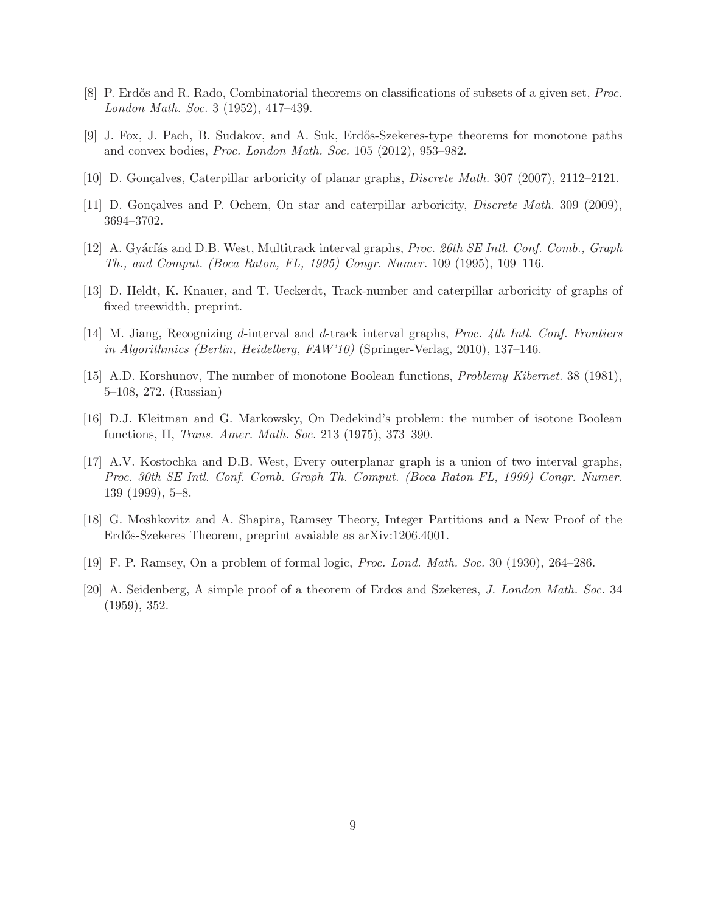[8] P. Erdős and R. Rado, Combinatorial theorems on classifications of subsets of a given set, *Proc. London Math. Soc.* 3 (1952), 417–439.

[9] J. Fox, J. Pach, B. Sudakov, and A. Suk, Erdős-Szekeres-type theorems for monotone paths and convex bodies, *Proc. London Math. Soc.* 105 (2012), 953–982.

[10] D. Gonçalves, Caterpillar arboricity of planar graphs, *Discrete Math.* 307 (2007), 2112–2121.

[11] D. Gonçalves and P. Ochem, On star and caterpillar arboricity, *Discrete Math.* 309 (2009), 3694–3702.

[12] A. Gyárfás and D.B. West, Multitrack interval graphs, *Proc. 26th SE Intl. Conf. Comb., Graph Th., and Comput. (Boca Raton, FL, 1995) Congr. Numer.* 109 (1995), 109–116.

[13] D. Heldt, K. Knauer, and T. Ueckerdt, Track-number and caterpillar arboricity of graphs of fixed treewidth, preprint.

[14] M. Jiang, Recognizing $d$-interval and $d$-track interval graphs, *Proc. 4th Intl. Conf. Frontiers in Algorithmics (Berlin, Heidelberg, FAW'10)* (Springer-Verlag, 2010), 137–146.

[15] A.D. Korshunov, The number of monotone Boolean functions, *Problemy Kibernet.* 38 (1981), 5–108, 272. (Russian)

[16] D.J. Kleitman and G. Markowsky, On Dedekind's problem: the number of isotone Boolean functions, II, *Trans. Amer. Math. Soc.* 213 (1975), 373–390.

[17] A.V. Kostochka and D.B. West, Every outerplanar graph is a union of two interval graphs, *Proc. 30th SE Intl. Conf. Comb. Graph Th. Comput. (Boca Raton FL, 1999) Congr. Numer.* 139 (1999), 5–8.

[18] G. Moshkovitz and A. Shapira, Ramsey Theory, Integer Partitions and a New Proof of the Erdős-Szekeres Theorem, preprint avaiable as arXiv:1206.4001.

[19] F. P. Ramsey, On a problem of formal logic, *Proc. Lond. Math. Soc.* 30 (1930), 264–286.

[20] A. Seidenberg, A simple proof of a theorem of Erdos and Szekeres, *J. London Math. Soc.* 34 (1959), 352.